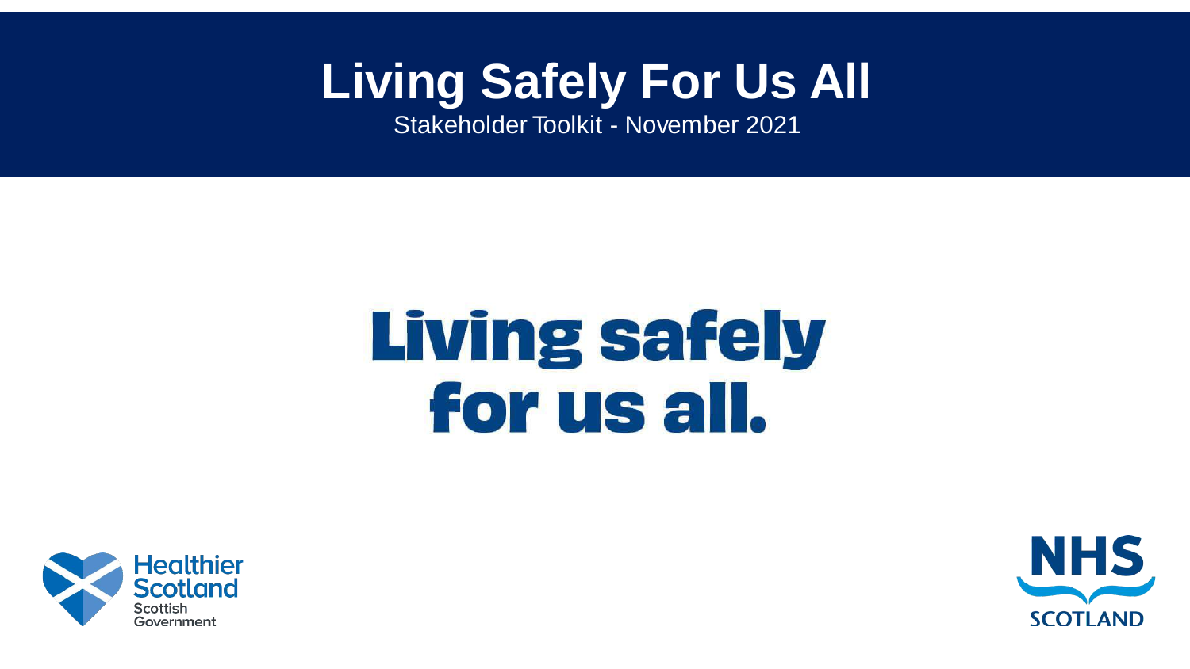# Living Safely For Us All

Stakeholder Toolkit - November 2021

## Living safely for us all.

Healthier Scotland
Scottish Government

NHS SCOTLAND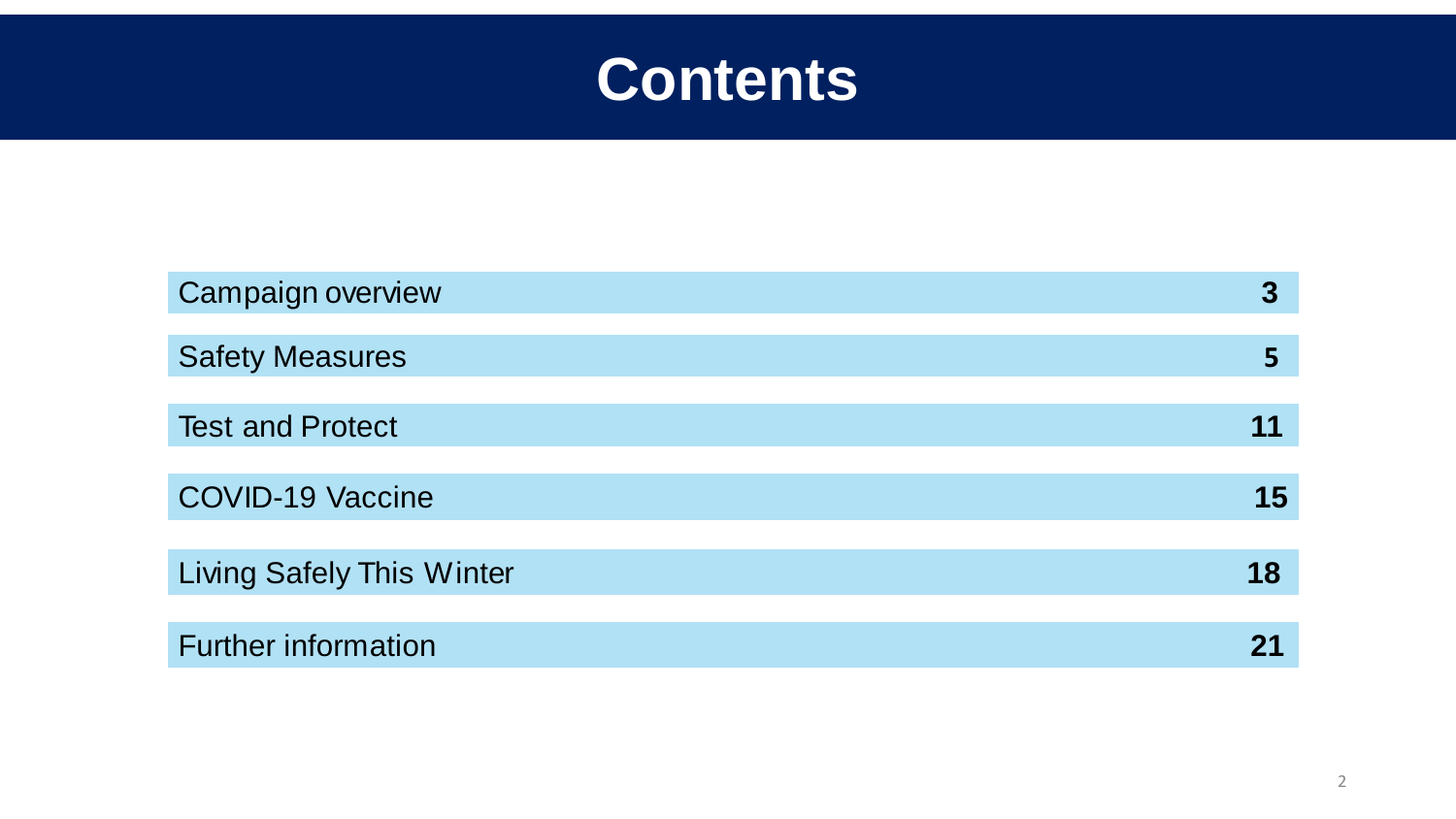# Contents

| | |
|---|---|
| Campaign overview | **3** |
| Safety Measures | **5** |
| Test and Protect | **11** |
| COVID-19 Vaccine | **15** |
| Living Safely This Winter | **18** |
| Further information | **21** |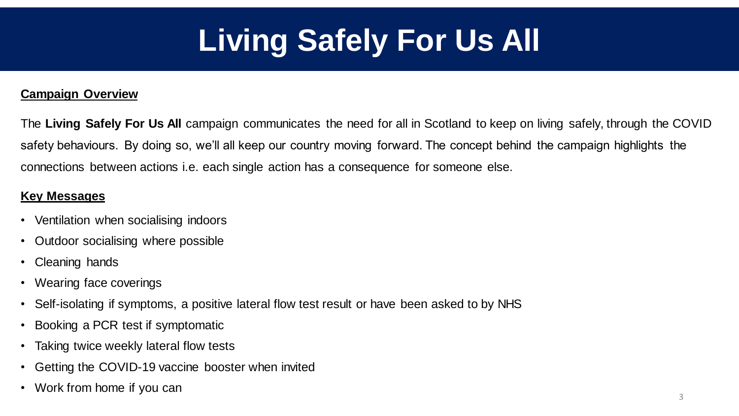# Living Safely For Us All

**Campaign Overview**

The **Living Safely For Us All** campaign communicates the need for all in Scotland to keep on living safely, through the COVID safety behaviours. By doing so, we'll all keep our country moving forward. The concept behind the campaign highlights the connections between actions i.e. each single action has a consequence for someone else.

**Key Messages**

- Ventilation when socialising indoors
- Outdoor socialising where possible
- Cleaning hands
- Wearing face coverings
- Self-isolating if symptoms, a positive lateral flow test result or have been asked to by NHS
- Booking a PCR test if symptomatic
- Taking twice weekly lateral flow tests
- Getting the COVID-19 vaccine booster when invited
- Work from home if you can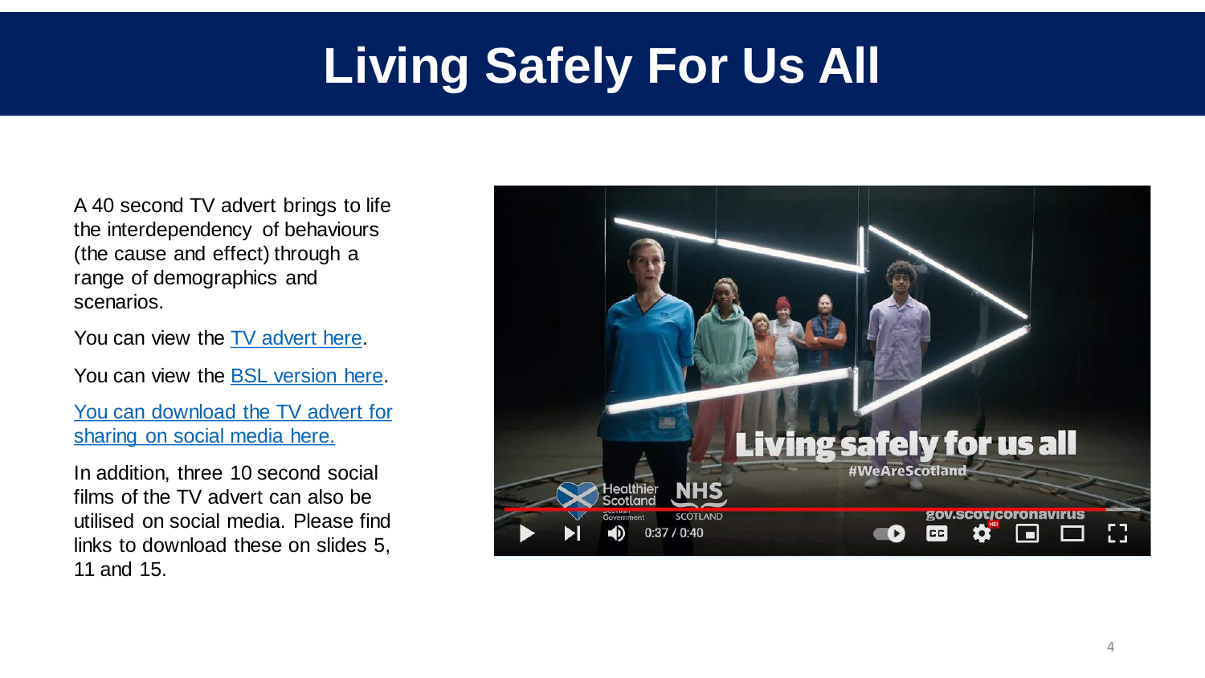# Living Safely For Us All

A 40 second TV advert brings to life the interdependency of behaviours (the cause and effect) through a range of demographics and scenarios.

You can view the TV advert here.

You can view the BSL version here.

You can download the TV advert for sharing on social media here.

In addition, three 10 second social films of the TV advert can also be utilised on social media. Please find links to download these on slides 5, 11 and 15.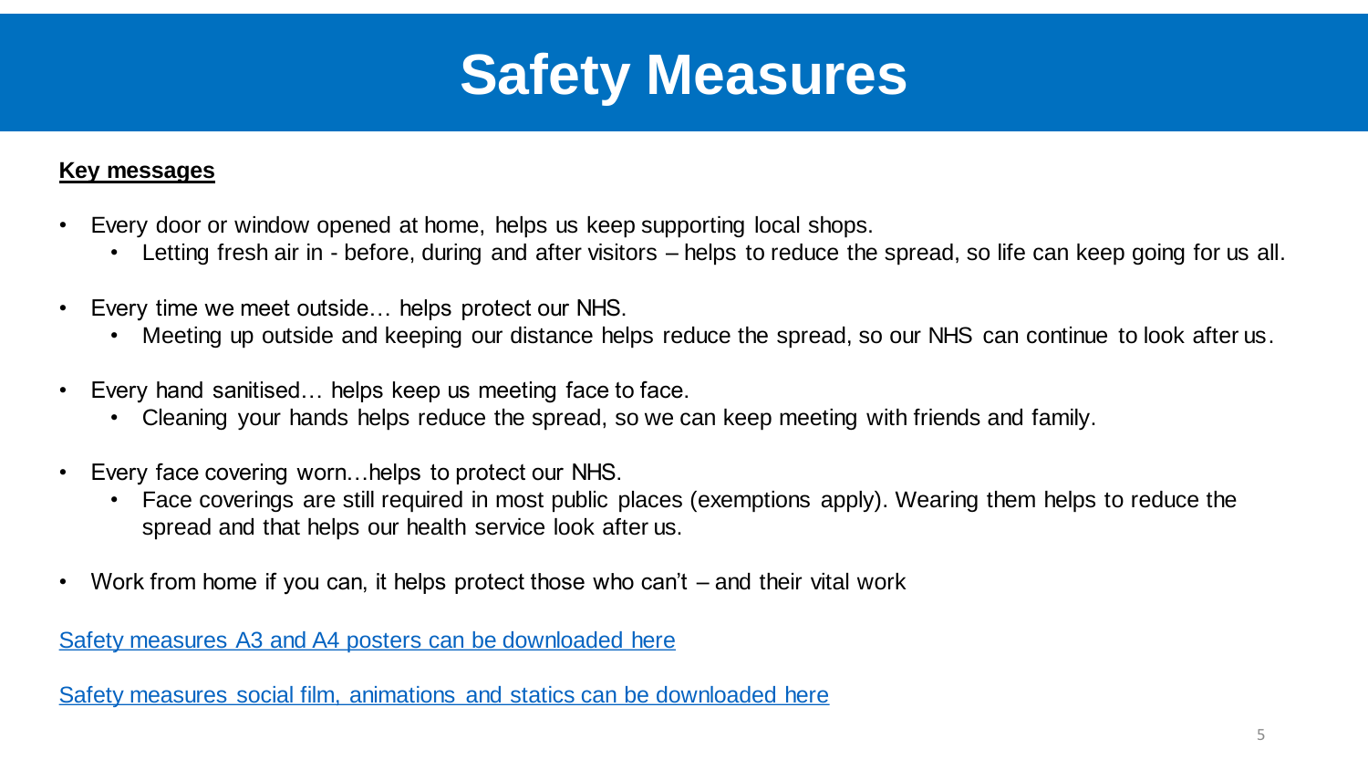# Safety Measures

**Key messages**

- Every door or window opened at home, helps us keep supporting local shops.
  - Letting fresh air in - before, during and after visitors – helps to reduce the spread, so life can keep going for us all.
- Every time we meet outside… helps protect our NHS.
  - Meeting up outside and keeping our distance helps reduce the spread, so our NHS can continue to look after us.
- Every hand sanitised… helps keep us meeting face to face.
  - Cleaning your hands helps reduce the spread, so we can keep meeting with friends and family.
- Every face covering worn…helps to protect our NHS.
  - Face coverings are still required in most public places (exemptions apply). Wearing them helps to reduce the spread and that helps our health service look after us.
- Work from home if you can, it helps protect those who can't – and their vital work

Safety measures A3 and A4 posters can be downloaded here

Safety measures social film, animations and statics can be downloaded here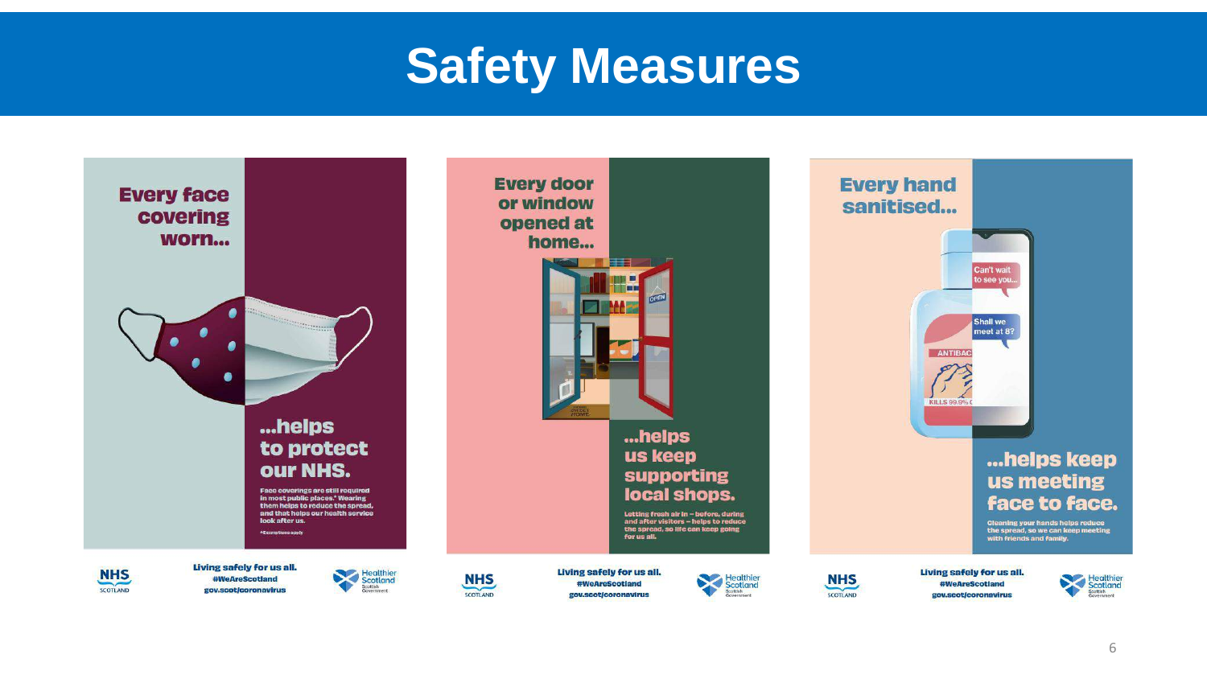# Safety Measures

**Every face covering worn...**

**...helps to protect our NHS.**

Face coverings are still required in most public places.* Wearing them helps to reduce the spread, and that helps our health service look after us.

*Exemptions apply

NHS SCOTLAND

Living safely for us all.
#WeAreScotland
gov.scot/coronavirus

Healthier Scotland Scottish Government

**Every door or window opened at home...**

**...helps us keep supporting local shops.**

Letting fresh air in – before, during and after visitors – helps to reduce the spread, so life can keep going for us all.

NHS SCOTLAND

Living safely for us all.
#WeAreScotland
gov.scot/coronavirus

Healthier Scotland Scottish Government

**Every hand sanitised...**

**...helps keep us meeting face to face.**

Cleaning your hands helps reduce the spread, so we can keep meeting with friends and family.

NHS SCOTLAND

Living safely for us all.
#WeAreScotland
gov.scot/coronavirus

Healthier Scotland Scottish Government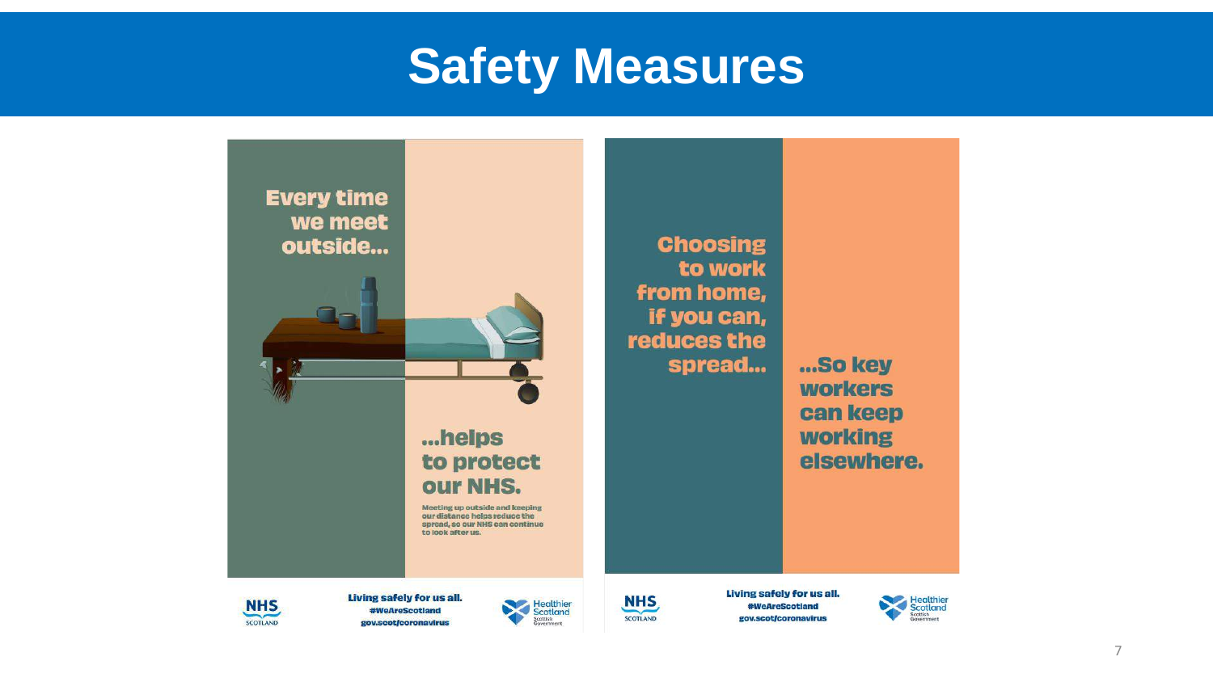# Safety Measures

Every time we meet outside...

...helps to protect our NHS.

Meeting up outside and keeping our distance helps reduce the spread, so our NHS can continue to look after us.

NHS SCOTLAND

Living safely for us all.
#WeAreScotland
gov.scot/coronavirus

Healthier Scotland Scottish Government

Choosing to work from home, if you can, reduces the spread...

...So key workers can keep working elsewhere.

NHS SCOTLAND

Living safely for us all.
#WeAreScotland
gov.scot/coronavirus

Healthier Scotland Scottish Government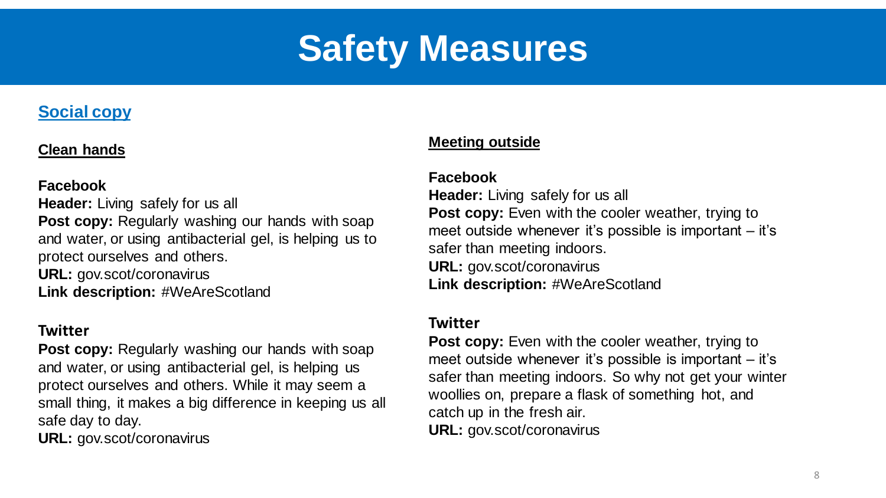# Safety Measures

## Social copy

### Clean hands

**Facebook**

**Header:** Living safely for us all

**Post copy:** Regularly washing our hands with soap and water, or using antibacterial gel, is helping us to protect ourselves and others.

**URL:** gov.scot/coronavirus

**Link description:** #WeAreScotland

**Twitter**

**Post copy:** Regularly washing our hands with soap and water, or using antibacterial gel, is helping us protect ourselves and others. While it may seem a small thing, it makes a big difference in keeping us all safe day to day.

**URL:** gov.scot/coronavirus

### Meeting outside

**Facebook**

**Header:** Living safely for us all

**Post copy:** Even with the cooler weather, trying to meet outside whenever it's possible is important – it's safer than meeting indoors.

**URL:** gov.scot/coronavirus

**Link description:** #WeAreScotland

**Twitter**

**Post copy:** Even with the cooler weather, trying to meet outside whenever it's possible is important – it's safer than meeting indoors. So why not get your winter woollies on, prepare a flask of something hot, and catch up in the fresh air.

**URL:** gov.scot/coronavirus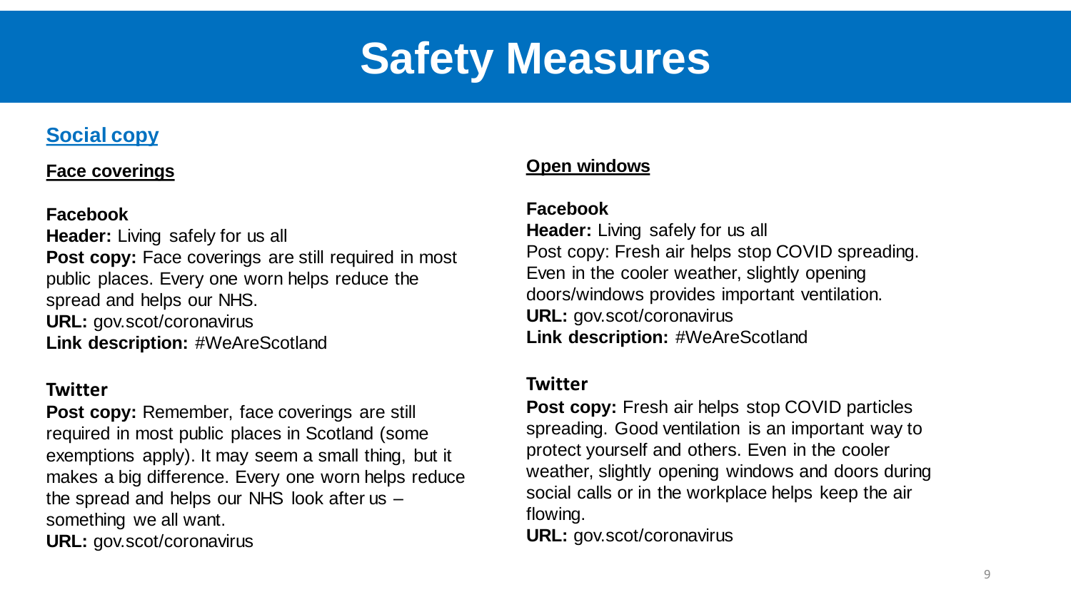# Safety Measures

## Social copy

### Face coverings

**Facebook**
**Header:** Living safely for us all
**Post copy:** Face coverings are still required in most public places. Every one worn helps reduce the spread and helps our NHS.
**URL:** gov.scot/coronavirus
**Link description:** #WeAreScotland

**Twitter**
**Post copy:** Remember, face coverings are still required in most public places in Scotland (some exemptions apply). It may seem a small thing, but it makes a big difference. Every one worn helps reduce the spread and helps our NHS look after us – something we all want.
**URL:** gov.scot/coronavirus

### Open windows

**Facebook**
**Header:** Living safely for us all
Post copy: Fresh air helps stop COVID spreading. Even in the cooler weather, slightly opening doors/windows provides important ventilation.
**URL:** gov.scot/coronavirus
**Link description:** #WeAreScotland

**Twitter**
**Post copy:** Fresh air helps stop COVID particles spreading. Good ventilation is an important way to protect yourself and others. Even in the cooler weather, slightly opening windows and doors during social calls or in the workplace helps keep the air flowing.
**URL:** gov.scot/coronavirus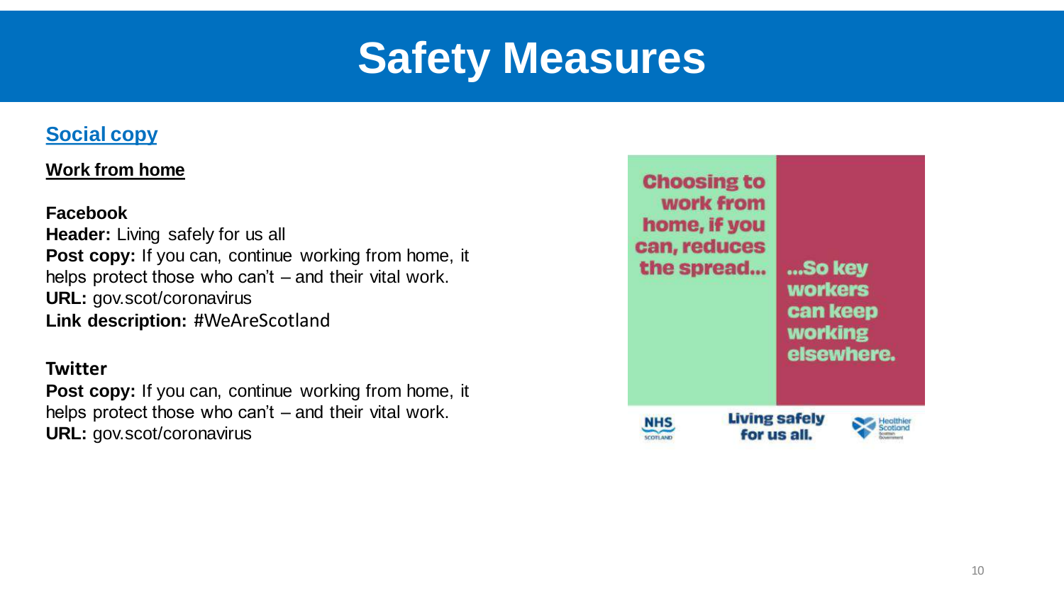# Safety Measures

## Social copy

### Work from home

**Facebook**
**Header:** Living safely for us all
**Post copy:** If you can, continue working from home, it helps protect those who can't – and their vital work.
**URL:** gov.scot/coronavirus
**Link description:** #WeAreScotland

**Twitter**
**Post copy:** If you can, continue working from home, it helps protect those who can't – and their vital work.
**URL:** gov.scot/coronavirus

Choosing to work from home, if you can, reduces the spread...

...So key workers can keep working elsewhere.

NHS SCOTLAND

Living safely for us all.

Healthier Scotland Scottish Government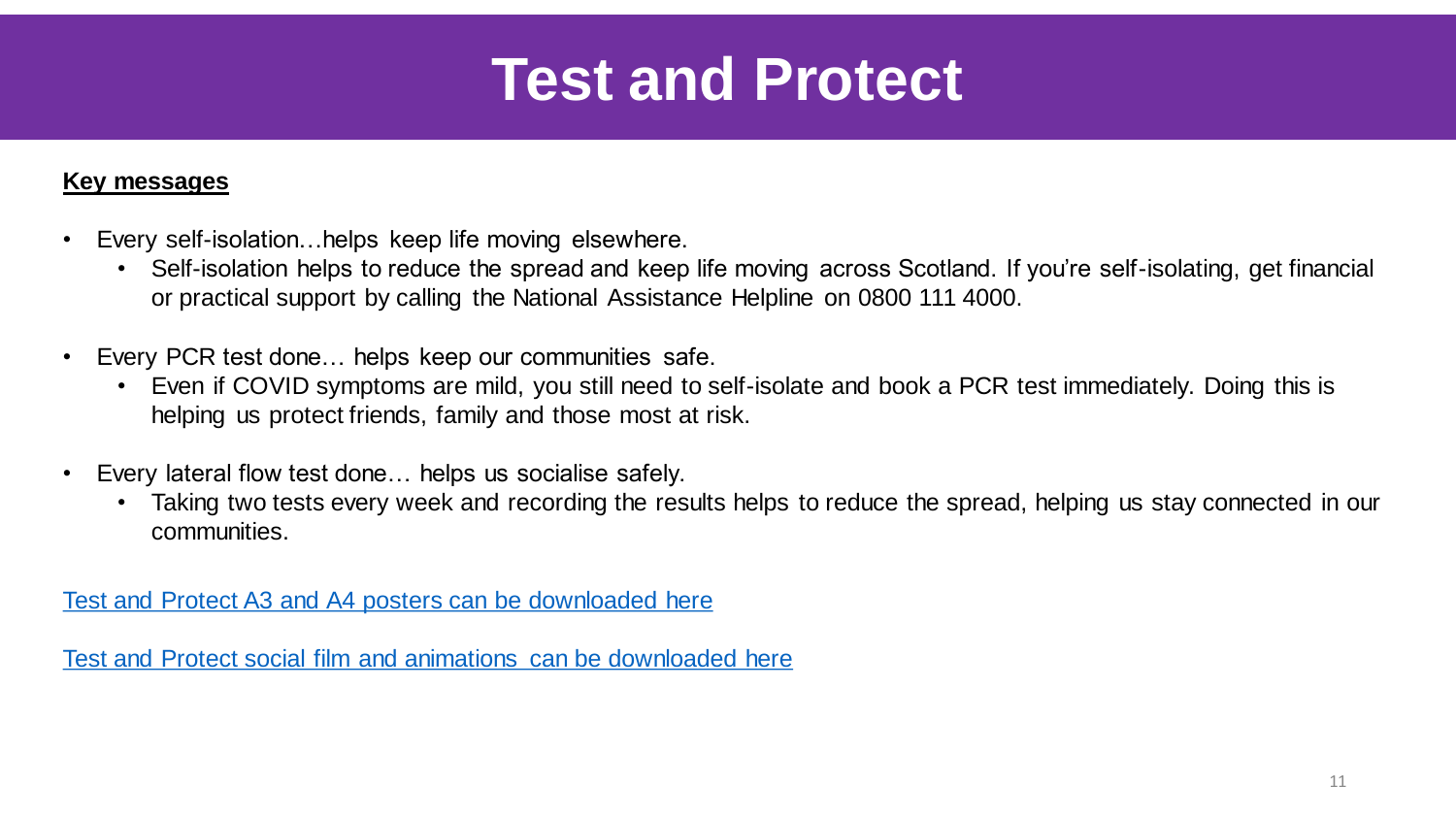# Test and Protect

**Key messages**

- Every self-isolation…helps keep life moving elsewhere.
  - Self-isolation helps to reduce the spread and keep life moving across Scotland. If you're self-isolating, get financial or practical support by calling the National Assistance Helpline on 0800 111 4000.
- Every PCR test done… helps keep our communities safe.
  - Even if COVID symptoms are mild, you still need to self-isolate and book a PCR test immediately. Doing this is helping us protect friends, family and those most at risk.
- Every lateral flow test done… helps us socialise safely.
  - Taking two tests every week and recording the results helps to reduce the spread, helping us stay connected in our communities.

Test and Protect A3 and A4 posters can be downloaded here

Test and Protect social film and animations can be downloaded here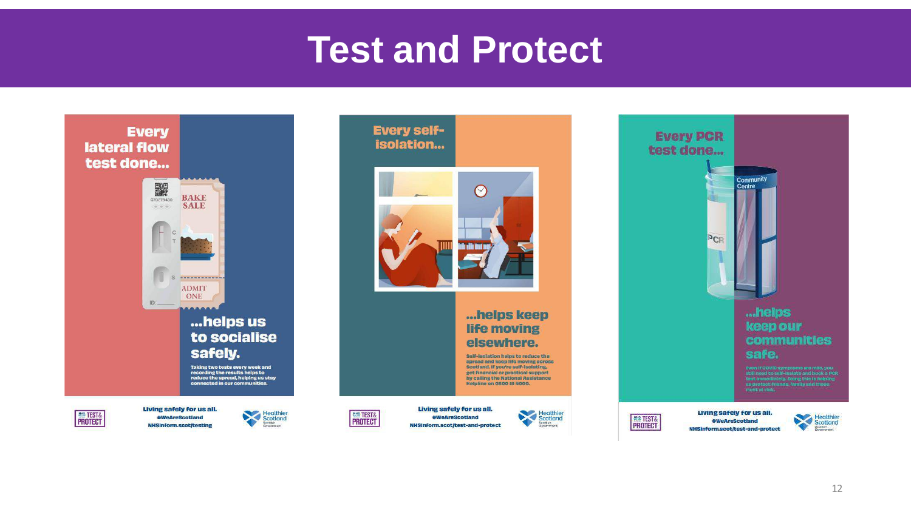# Test and Protect

**Every lateral flow test done...**

**...helps us to socialise safely.**

Taking two tests every week and recording the results helps to reduce the spread, helping us stay connected in our communities.

Living safely for us all.
#WeAreScotland
NHSinform.scot/testing

**Every self-isolation...**

**...helps keep life moving elsewhere.**

Self-isolation helps to reduce the spread and keep life moving across Scotland. If you're self-isolating, get financial or practical support by calling the National Assistance Helpline on 0800 111 4000.

Living safely for us all.
#WeAreScotland
NHSinform.scot/test-and-protect

**Every PCR test done...**

**...helps keep our communities safe.**

Even if COVID symptoms are mild, you still need to self-isolate and book a PCR test immediately. Doing this is helping us protect friends, family and those most at risk.

Living safely for us all.
#WeAreScotland
NHSinform.scot/test-and-protect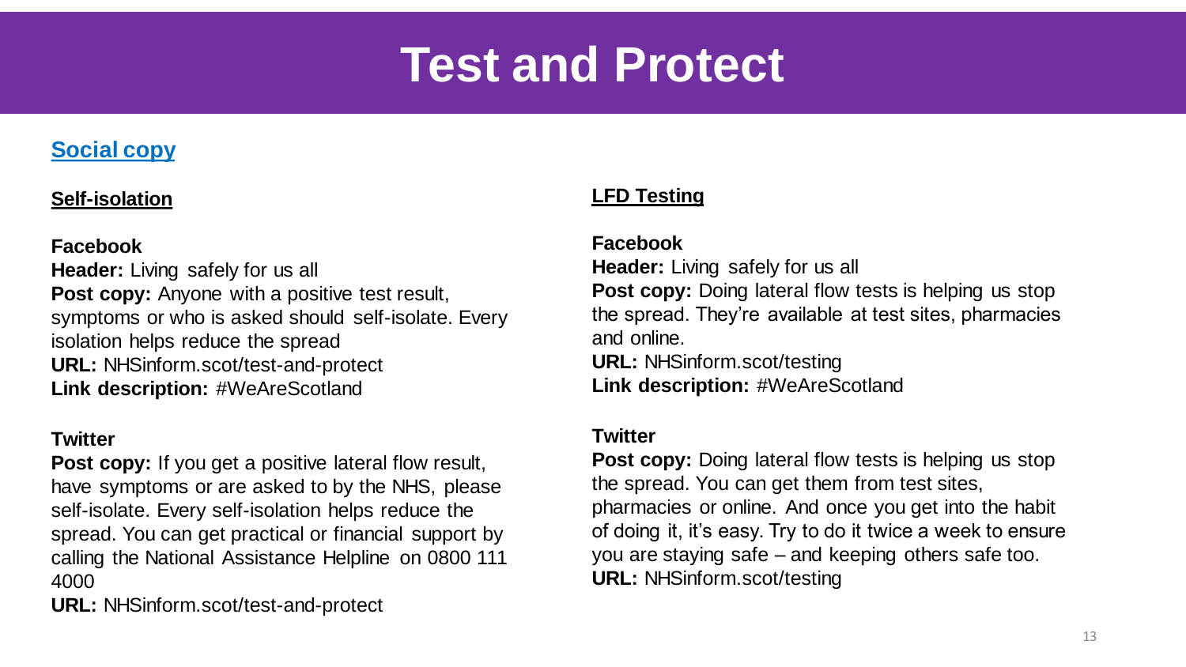# Test and Protect

## Social copy

### Self-isolation

**Facebook**
**Header:** Living safely for us all
**Post copy:** Anyone with a positive test result, symptoms or who is asked should self-isolate. Every isolation helps reduce the spread
**URL:** NHSinform.scot/test-and-protect
**Link description:** #WeAreScotland

**Twitter**
**Post copy:** If you get a positive lateral flow result, have symptoms or are asked to by the NHS, please self-isolate. Every self-isolation helps reduce the spread. You can get practical or financial support by calling the National Assistance Helpline on 0800 111 4000
**URL:** NHSinform.scot/test-and-protect

### LFD Testing

**Facebook**
**Header:** Living safely for us all
**Post copy:** Doing lateral flow tests is helping us stop the spread. They're available at test sites, pharmacies and online.
**URL:** NHSinform.scot/testing
**Link description:** #WeAreScotland

**Twitter**
**Post copy:** Doing lateral flow tests is helping us stop the spread. You can get them from test sites, pharmacies or online. And once you get into the habit of doing it, it's easy. Try to do it twice a week to ensure you are staying safe – and keeping others safe too.
**URL:** NHSinform.scot/testing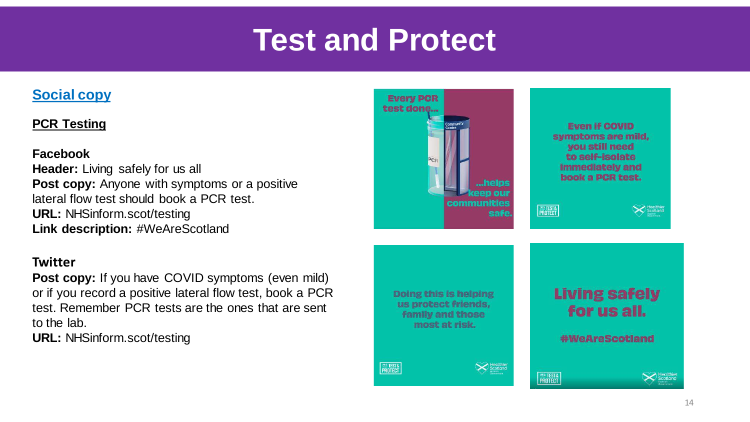# Test and Protect

## Social copy

### PCR Testing

**Facebook**

**Header:** Living safely for us all

**Post copy:** Anyone with symptoms or a positive lateral flow test should book a PCR test.

**URL:** NHSinform.scot/testing

**Link description:** #WeAreScotland

**Twitter**

**Post copy:** If you have COVID symptoms (even mild) or if you record a positive lateral flow test, book a PCR test. Remember PCR tests are the ones that are sent to the lab.

**URL:** NHSinform.scot/testing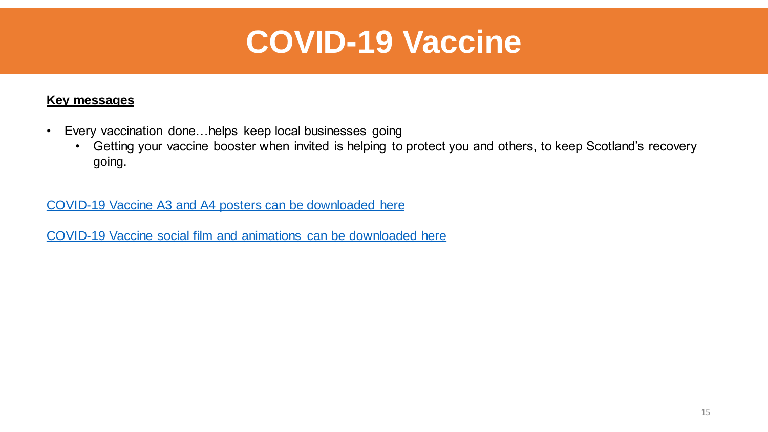# COVID-19 Vaccine

**Key messages**

- Every vaccination done…helps keep local businesses going
  - Getting your vaccine booster when invited is helping to protect you and others, to keep Scotland's recovery going.

COVID-19 Vaccine A3 and A4 posters can be downloaded here

COVID-19 Vaccine social film and animations can be downloaded here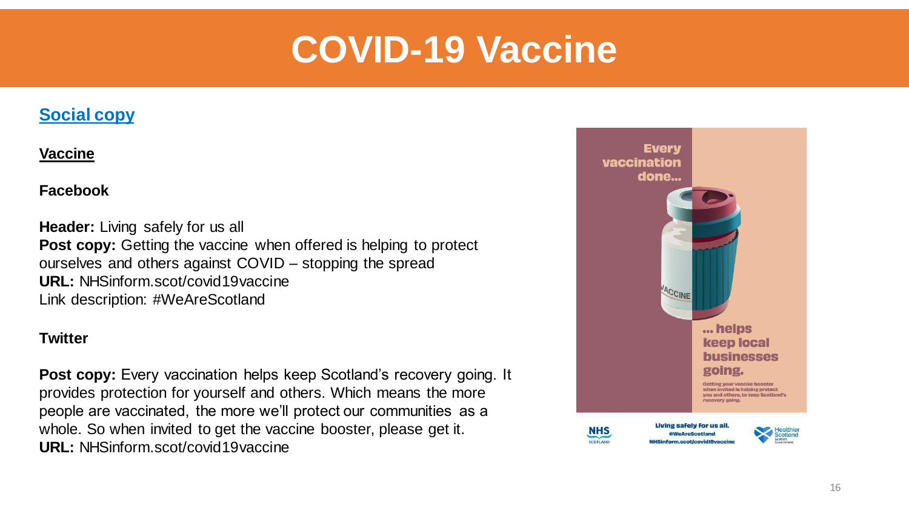# COVID-19 Vaccine

**Social copy**

**Vaccine**

**Facebook**

**Header:** Living safely for us all
**Post copy:** Getting the vaccine when offered is helping to protect ourselves and others against COVID – stopping the spread
**URL:** NHSinform.scot/covid19vaccine
Link description: #WeAreScotland

**Twitter**

**Post copy:** Every vaccination helps keep Scotland's recovery going. It provides protection for yourself and others. Which means the more people are vaccinated, the more we'll protect our communities as a whole. So when invited to get the vaccine booster, please get it.
**URL:** NHSinform.scot/covid19vaccine

Every vaccination done...

... helps keep local businesses going.

Getting your vaccine booster when invited is helping protect you and others, to keep Scotland's recovery going.

Living safely for us all.
#WeAreScotland
NHSinform.scot/covid19vaccine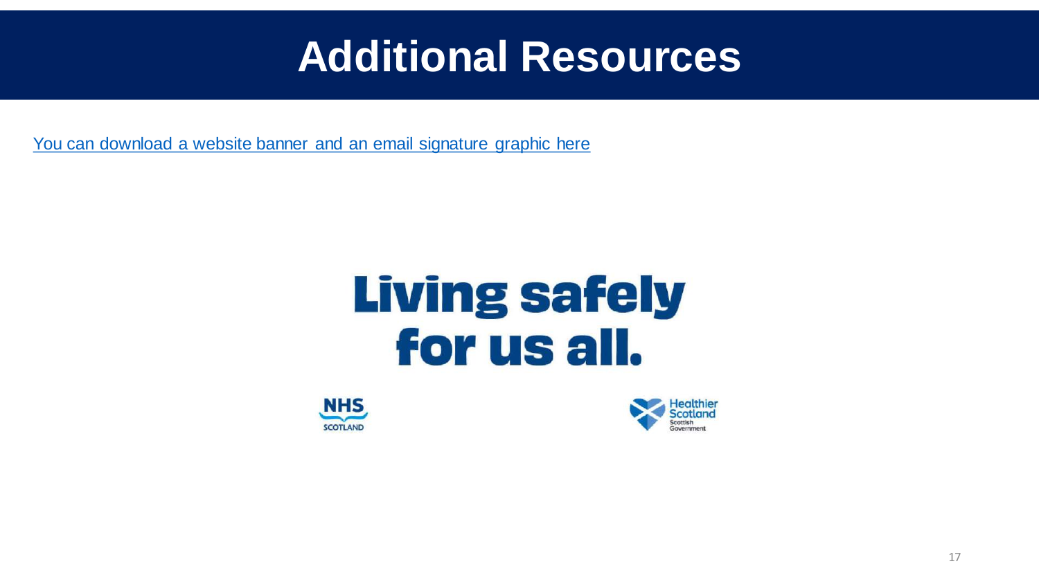# Additional Resources

You can download a website banner and an email signature graphic here

**Living safely for us all.**

NHS SCOTLAND

Healthier Scotland
Scottish Government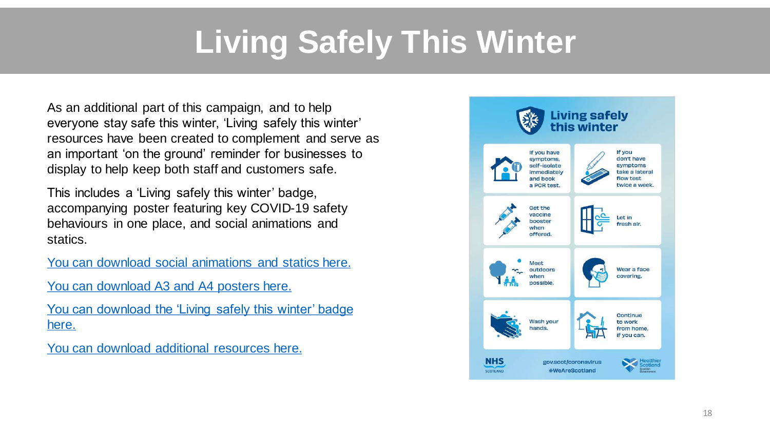# Living Safely This Winter

As an additional part of this campaign, and to help everyone stay safe this winter, 'Living safely this winter' resources have been created to complement and serve as an important 'on the ground' reminder for businesses to display to help keep both staff and customers safe.

This includes a 'Living safely this winter' badge, accompanying poster featuring key COVID-19 safety behaviours in one place, and social animations and statics.

You can download social animations and statics here.

You can download A3 and A4 posters here.

You can download the 'Living safely this winter' badge here.

You can download additional resources here.

## Living safely this winter

- If you have symptoms, self-isolate immediately and book a PCR test.
- If you don't have symptoms take a lateral flow test twice a week.
- Get the vaccine booster when offered.
- Let in fresh air.
- Meet outdoors when possible.
- Wear a face covering.
- Wash your hands.
- Continue to work from home, if you can.

NHS Scotland

gov.scot/coronavirus
#WeAreScotland

Healthier Scotland
Scottish Government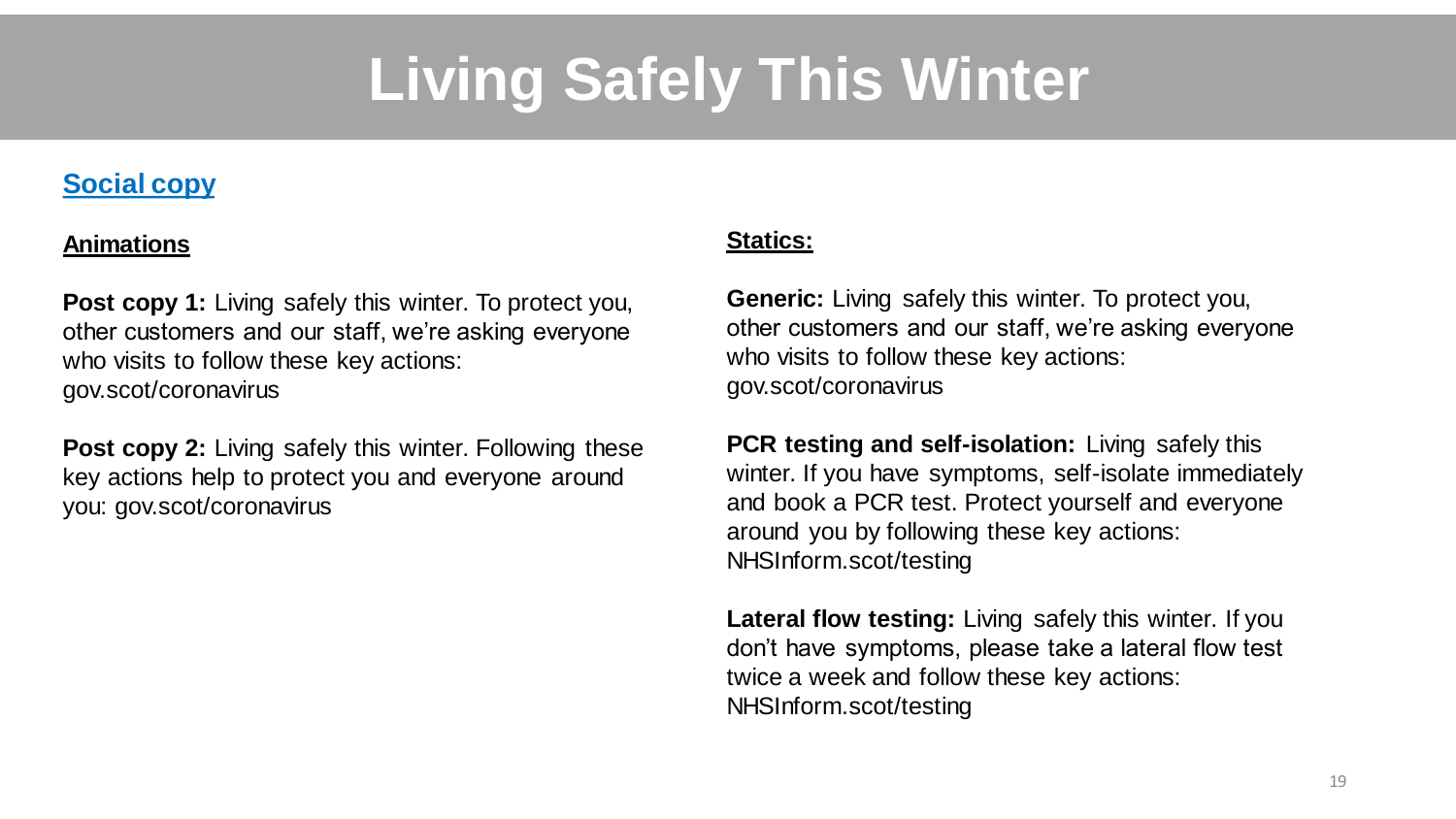# Living Safely This Winter

## Social copy

### Animations

**Post copy 1:** Living safely this winter. To protect you, other customers and our staff, we're asking everyone who visits to follow these key actions: gov.scot/coronavirus

**Post copy 2:** Living safely this winter. Following these key actions help to protect you and everyone around you: gov.scot/coronavirus

### Statics:

**Generic:** Living safely this winter. To protect you, other customers and our staff, we're asking everyone who visits to follow these key actions: gov.scot/coronavirus

**PCR testing and self-isolation:** Living safely this winter. If you have symptoms, self-isolate immediately and book a PCR test. Protect yourself and everyone around you by following these key actions: NHSInform.scot/testing

**Lateral flow testing:** Living safely this winter. If you don't have symptoms, please take a lateral flow test twice a week and follow these key actions: NHSInform.scot/testing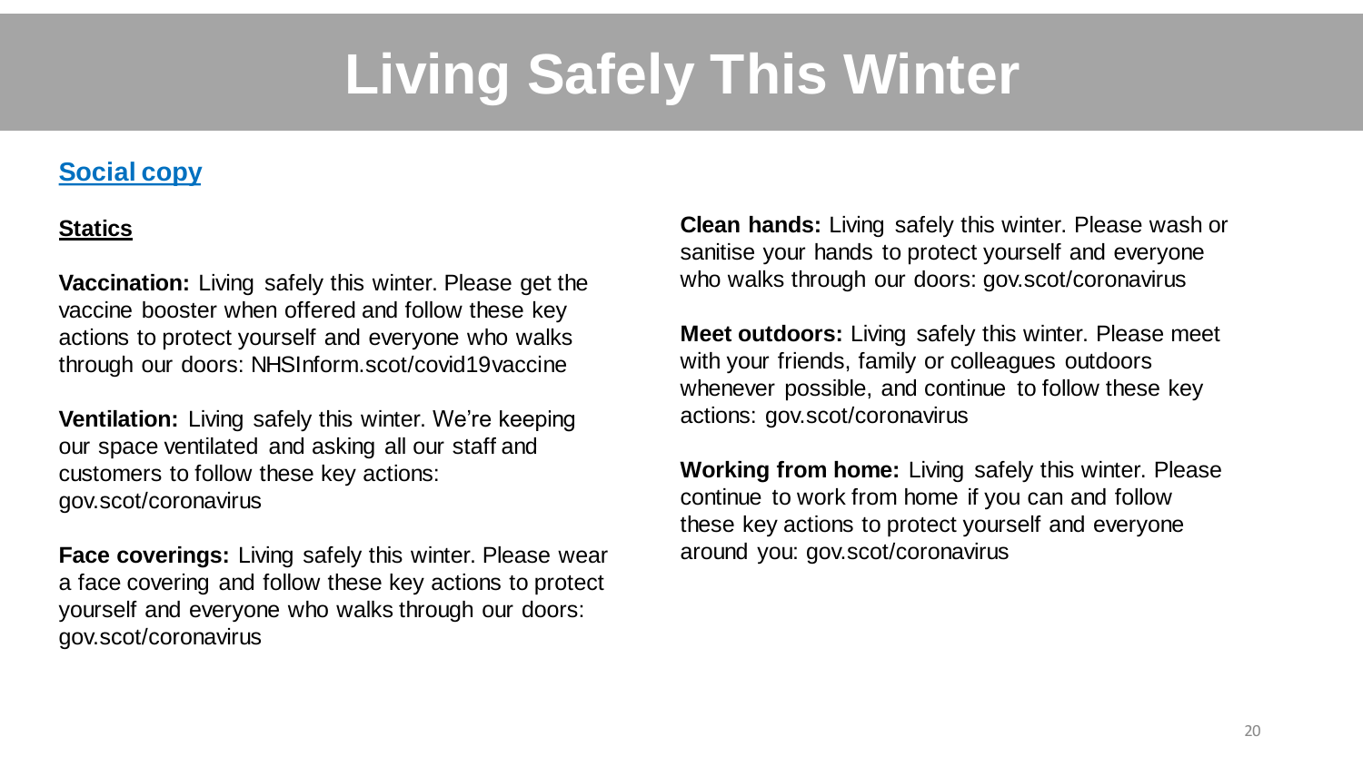# Living Safely This Winter

## Social copy

### Statics

**Vaccination:** Living safely this winter. Please get the vaccine booster when offered and follow these key actions to protect yourself and everyone who walks through our doors: NHSInform.scot/covid19vaccine

**Ventilation:** Living safely this winter. We're keeping our space ventilated and asking all our staff and customers to follow these key actions: gov.scot/coronavirus

**Face coverings:** Living safely this winter. Please wear a face covering and follow these key actions to protect yourself and everyone who walks through our doors: gov.scot/coronavirus

**Clean hands:** Living safely this winter. Please wash or sanitise your hands to protect yourself and everyone who walks through our doors: gov.scot/coronavirus

**Meet outdoors:** Living safely this winter. Please meet with your friends, family or colleagues outdoors whenever possible, and continue to follow these key actions: gov.scot/coronavirus

**Working from home:** Living safely this winter. Please continue to work from home if you can and follow these key actions to protect yourself and everyone around you: gov.scot/coronavirus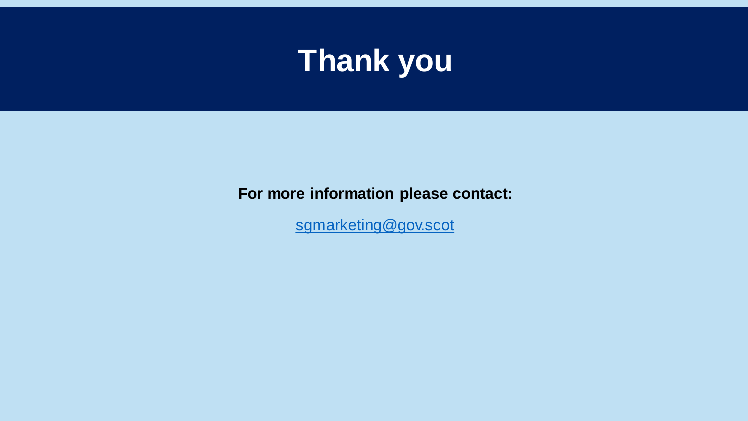# Thank you

**For more information please contact:**

sgmarketing@gov.scot